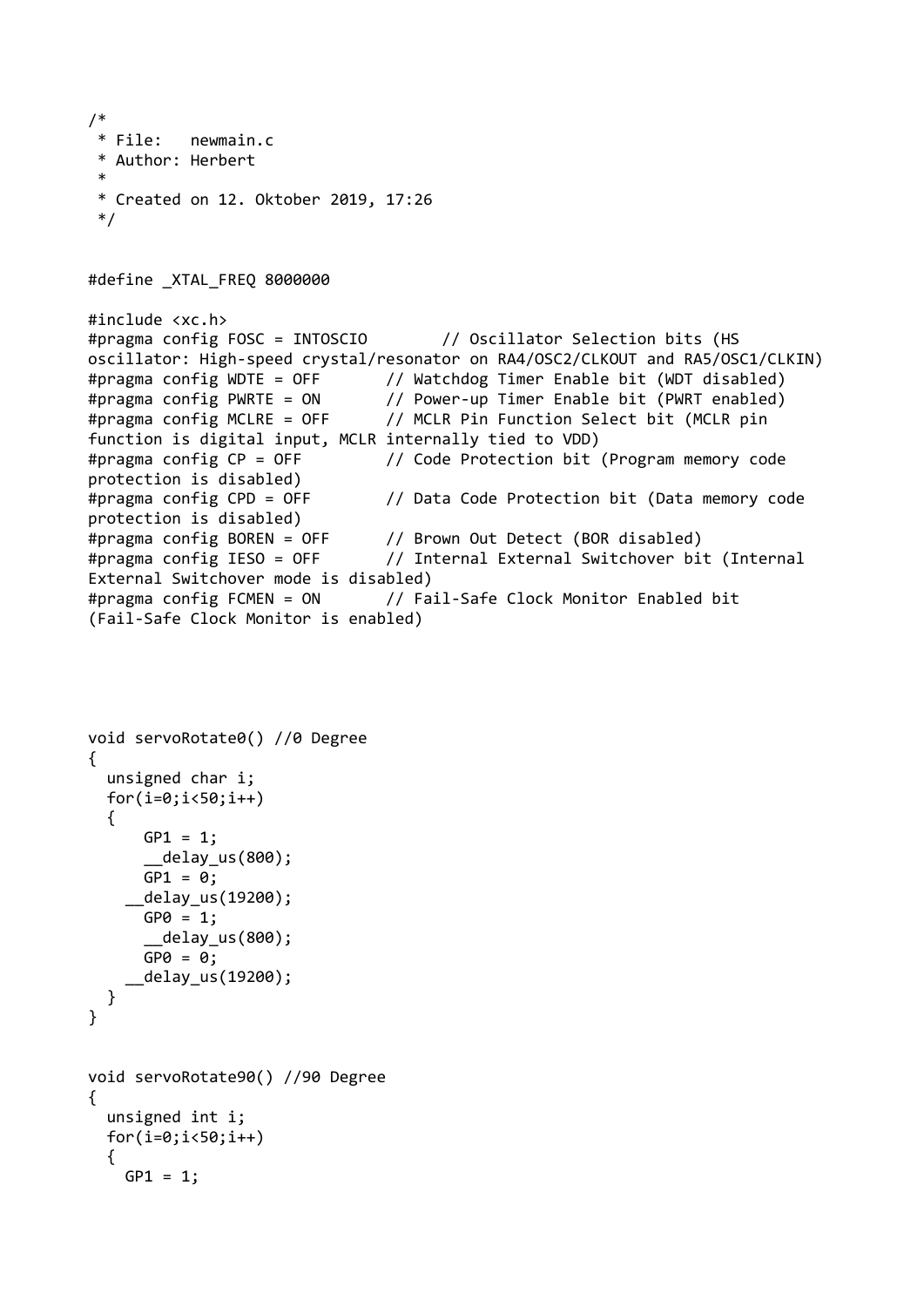```c
/*
 * File:   newmain.c
 * Author: Herbert
 *
 * Created on 12. Oktober 2019, 17:26
 */


#define _XTAL_FREQ 8000000

#include <xc.h>
#pragma config FOSC = INTOSCIO        // Oscillator Selection bits (HS oscillator: High-speed crystal/resonator on RA4/OSC2/CLKOUT and RA5/OSC1/CLKIN)
#pragma config WDTE = OFF       // Watchdog Timer Enable bit (WDT disabled)
#pragma config PWRTE = ON       // Power-up Timer Enable bit (PWRT enabled)
#pragma config MCLRE = OFF      // MCLR Pin Function Select bit (MCLR pin function is digital input, MCLR internally tied to VDD)
#pragma config CP = OFF         // Code Protection bit (Program memory code protection is disabled)
#pragma config CPD = OFF        // Data Code Protection bit (Data memory code protection is disabled)
#pragma config BOREN = OFF      // Brown Out Detect (BOR disabled)
#pragma config IESO = OFF       // Internal External Switchover bit (Internal External Switchover mode is disabled)
#pragma config FCMEN = ON       // Fail-Safe Clock Monitor Enabled bit (Fail-Safe Clock Monitor is enabled)




void servoRotate0() //0 Degree
{
  unsigned char i;
  for(i=0;i<50;i++)
  {
      GP1 = 1;
      __delay_us(800);
      GP1 = 0;
    __delay_us(19200);
      GP0 = 1;
      __delay_us(800);
      GP0 = 0;
    __delay_us(19200);
  }
}


void servoRotate90() //90 Degree
{
  unsigned int i;
  for(i=0;i<50;i++)
  {
    GP1 = 1;
```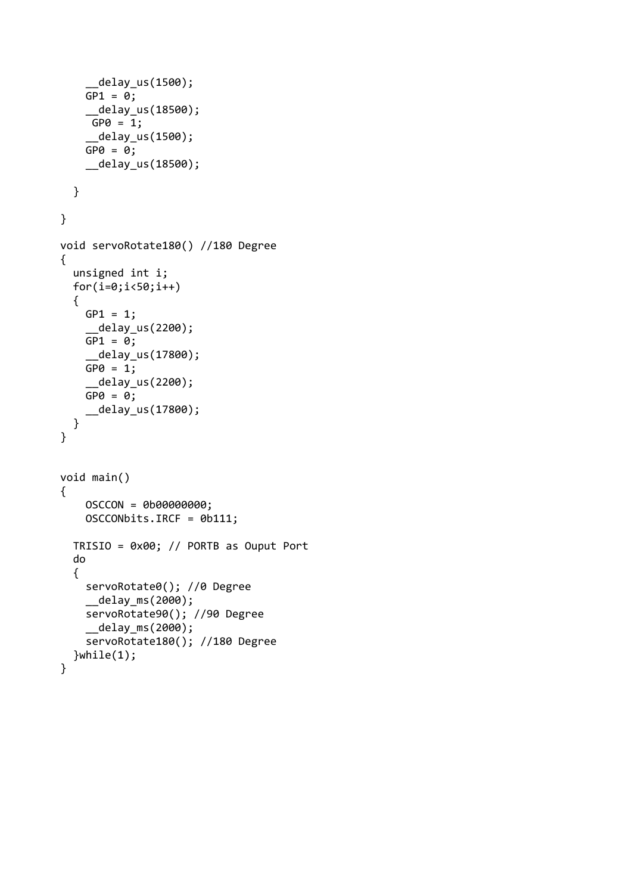```
    __delay_us(1500);
    GP1 = 0;
    __delay_us(18500);
     GP0 = 1;
    __delay_us(1500);
    GP0 = 0;
    __delay_us(18500);

  }

}

void servoRotate180() //180 Degree
{
  unsigned int i;
  for(i=0;i<50;i++)
  {
    GP1 = 1;
    __delay_us(2200);
    GP1 = 0;
    __delay_us(17800);
    GP0 = 1;
    __delay_us(2200);
    GP0 = 0;
    __delay_us(17800);
  }
}


void main()
{
    OSCCON = 0b00000000;
    OSCCONbits.IRCF = 0b111;

  TRISIO = 0x00; // PORTB as Ouput Port
  do
  {
    servoRotate0(); //0 Degree
    __delay_ms(2000);
    servoRotate90(); //90 Degree
    __delay_ms(2000);
    servoRotate180(); //180 Degree
  }while(1);
}
```